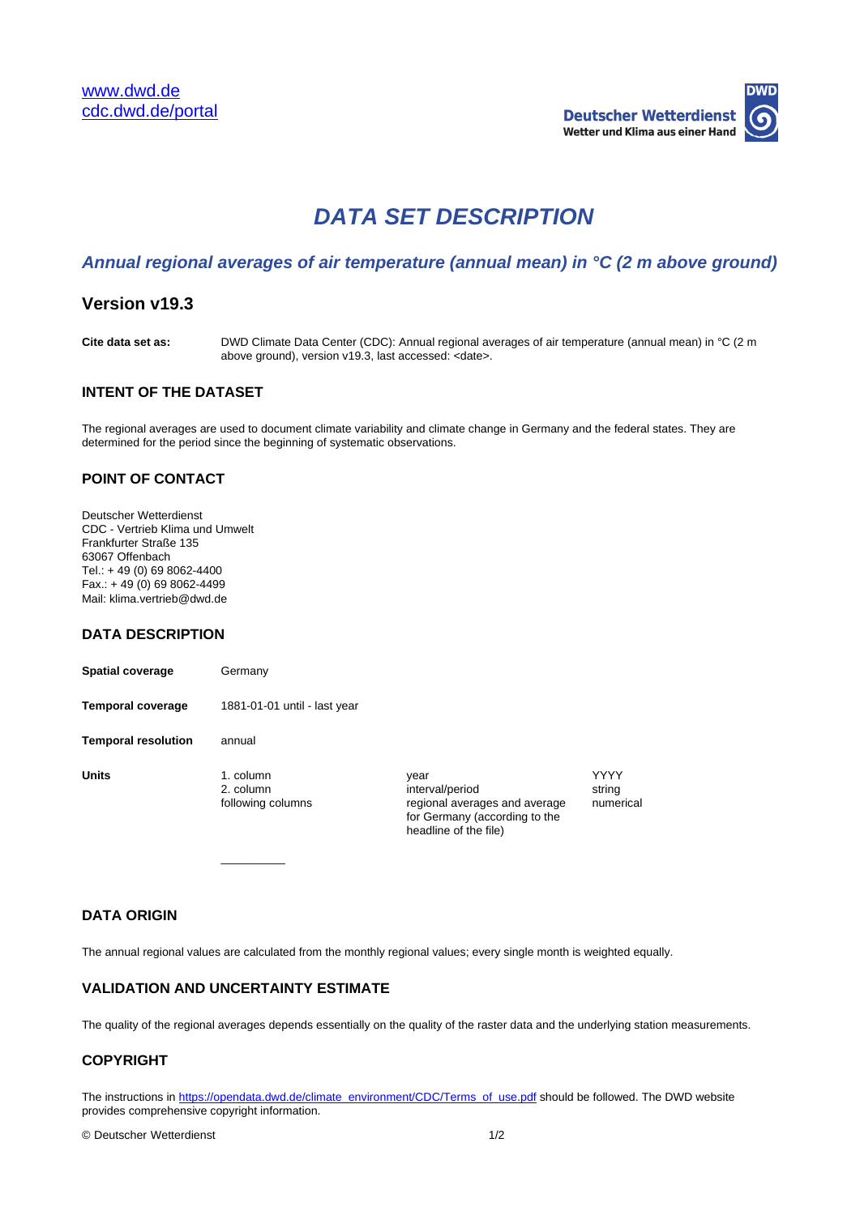[www.dwd.de](http://www.dwd.de)
[cdc.dwd.de/portal](http://cdc.dwd.de/portal)

Deutscher Wetterdienst
Wetter und Klima aus einer Hand

# DATA SET DESCRIPTION

## *Annual regional averages of air temperature (annual mean) in °C (2 m above ground)*

## Version v19.3

**Cite data set as:** DWD Climate Data Center (CDC): Annual regional averages of air temperature (annual mean) in °C (2 m above ground), version v19.3, last accessed: <date>.

### INTENT OF THE DATASET

The regional averages are used to document climate variability and climate change in Germany and the federal states. They are determined for the period since the beginning of systematic observations.

### POINT OF CONTACT

Deutscher Wetterdienst
CDC - Vertrieb Klima und Umwelt
Frankfurter Straße 135
63067 Offenbach
Tel.: + 49 (0) 69 8062-4400
Fax.: + 49 (0) 69 8062-4499
Mail: klima.vertrieb@dwd.de

### DATA DESCRIPTION

**Spatial coverage** Germany

**Temporal coverage** 1881-01-01 until - last year

**Temporal resolution** annual

| **Units** | | | |
|---|---|---|---|
| | 1. column | year | YYYY |
| | 2. column | interval/period | string |
| | following columns | regional averages and average for Germany (according to the headline of the file) | numerical |

### DATA ORIGIN

The annual regional values are calculated from the monthly regional values; every single month is weighted equally.

### VALIDATION AND UNCERTAINTY ESTIMATE

The quality of the regional averages depends essentially on the quality of the raster data and the underlying station measurements.

### COPYRIGHT

The instructions in [https://opendata.dwd.de/climate_environment/CDC/Terms_of_use.pdf](https://opendata.dwd.de/climate_environment/CDC/Terms_of_use.pdf) should be followed. The DWD website provides comprehensive copyright information.

© Deutscher Wetterdienst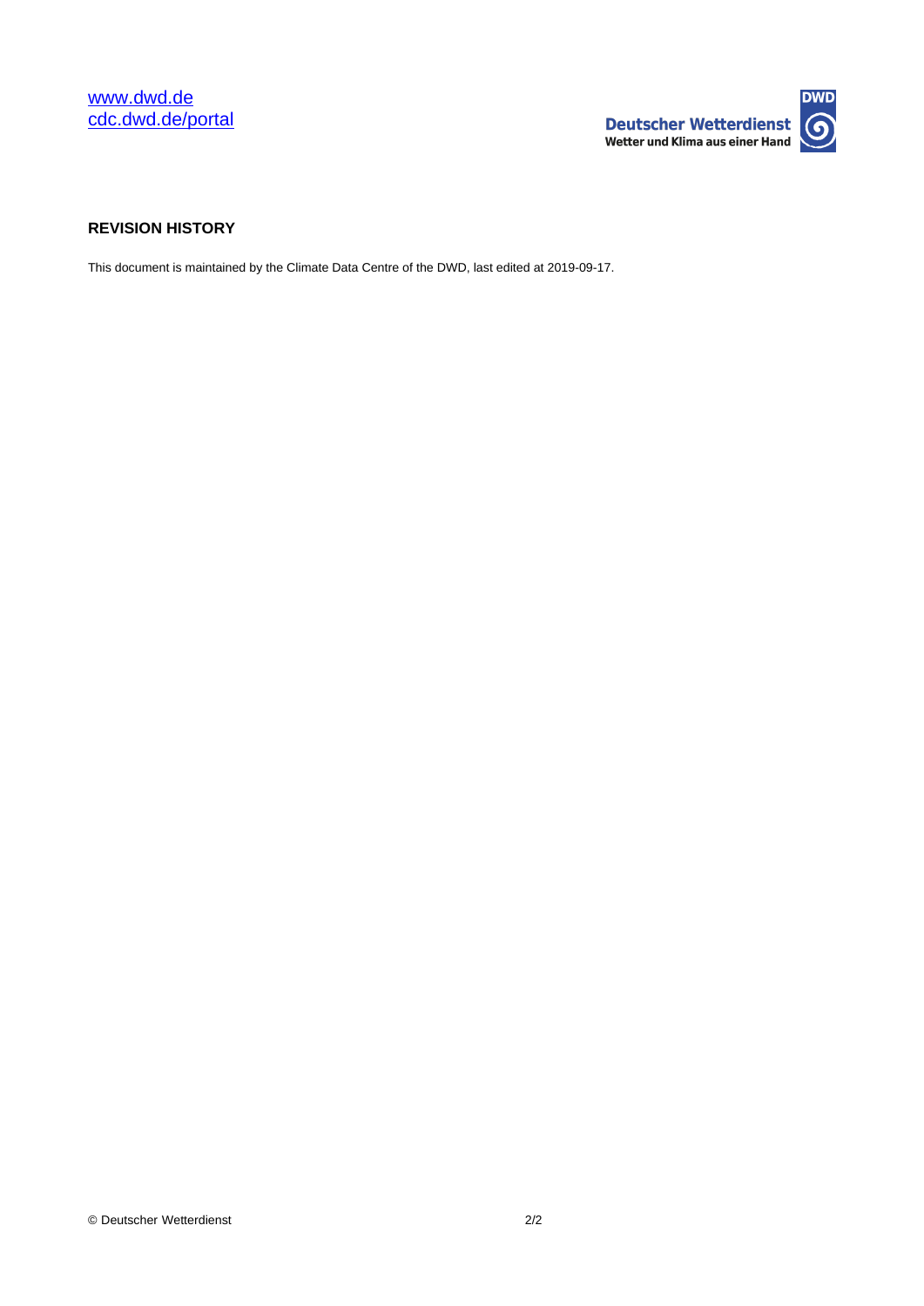## REVISION HISTORY

This document is maintained by the Climate Data Centre of the DWD, last edited at 2019-09-17.